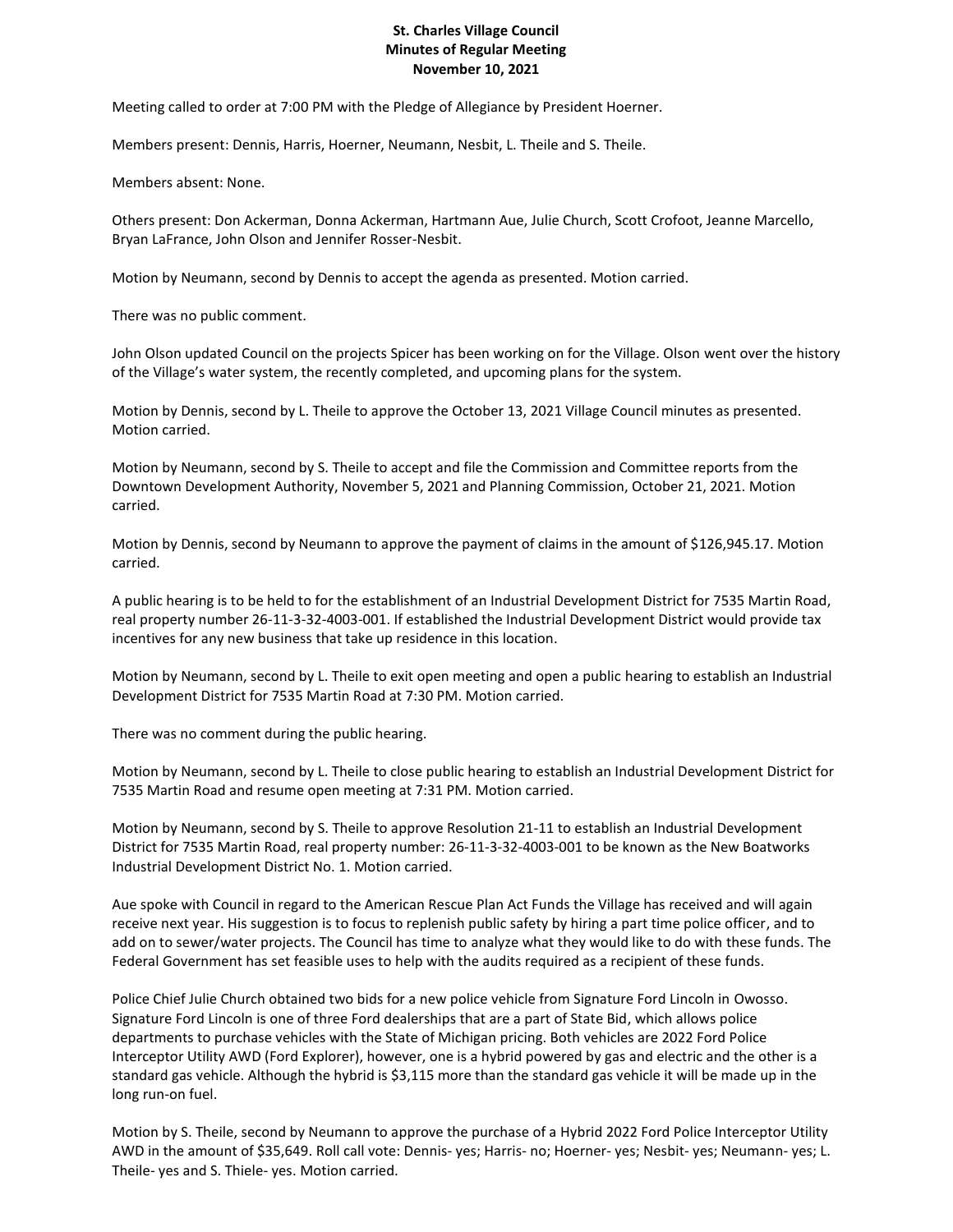**St. Charles Village Council**
**Minutes of Regular Meeting**
**November 10, 2021**

Meeting called to order at 7:00 PM with the Pledge of Allegiance by President Hoerner.

Members present: Dennis, Harris, Hoerner, Neumann, Nesbit, L. Theile and S. Theile.

Members absent: None.

Others present: Don Ackerman, Donna Ackerman, Hartmann Aue, Julie Church, Scott Crofoot, Jeanne Marcello, Bryan LaFrance, John Olson and Jennifer Rosser-Nesbit.

Motion by Neumann, second by Dennis to accept the agenda as presented. Motion carried.

There was no public comment.

John Olson updated Council on the projects Spicer has been working on for the Village. Olson went over the history of the Village's water system, the recently completed, and upcoming plans for the system.

Motion by Dennis, second by L. Theile to approve the October 13, 2021 Village Council minutes as presented. Motion carried.

Motion by Neumann, second by S. Theile to accept and file the Commission and Committee reports from the Downtown Development Authority, November 5, 2021 and Planning Commission, October 21, 2021. Motion carried.

Motion by Dennis, second by Neumann to approve the payment of claims in the amount of $126,945.17. Motion carried.

A public hearing is to be held to for the establishment of an Industrial Development District for 7535 Martin Road, real property number 26-11-3-32-4003-001. If established the Industrial Development District would provide tax incentives for any new business that take up residence in this location.

Motion by Neumann, second by L. Theile to exit open meeting and open a public hearing to establish an Industrial Development District for 7535 Martin Road at 7:30 PM. Motion carried.

There was no comment during the public hearing.

Motion by Neumann, second by L. Theile to close public hearing to establish an Industrial Development District for 7535 Martin Road and resume open meeting at 7:31 PM. Motion carried.

Motion by Neumann, second by S. Theile to approve Resolution 21-11 to establish an Industrial Development District for 7535 Martin Road, real property number: 26-11-3-32-4003-001 to be known as the New Boatworks Industrial Development District No. 1. Motion carried.

Aue spoke with Council in regard to the American Rescue Plan Act Funds the Village has received and will again receive next year. His suggestion is to focus to replenish public safety by hiring a part time police officer, and to add on to sewer/water projects. The Council has time to analyze what they would like to do with these funds. The Federal Government has set feasible uses to help with the audits required as a recipient of these funds.

Police Chief Julie Church obtained two bids for a new police vehicle from Signature Ford Lincoln in Owosso. Signature Ford Lincoln is one of three Ford dealerships that are a part of State Bid, which allows police departments to purchase vehicles with the State of Michigan pricing. Both vehicles are 2022 Ford Police Interceptor Utility AWD (Ford Explorer), however, one is a hybrid powered by gas and electric and the other is a standard gas vehicle. Although the hybrid is $3,115 more than the standard gas vehicle it will be made up in the long run-on fuel.

Motion by S. Theile, second by Neumann to approve the purchase of a Hybrid 2022 Ford Police Interceptor Utility AWD in the amount of $35,649. Roll call vote: Dennis- yes; Harris- no; Hoerner- yes; Nesbit- yes; Neumann- yes; L. Theile- yes and S. Thiele- yes. Motion carried.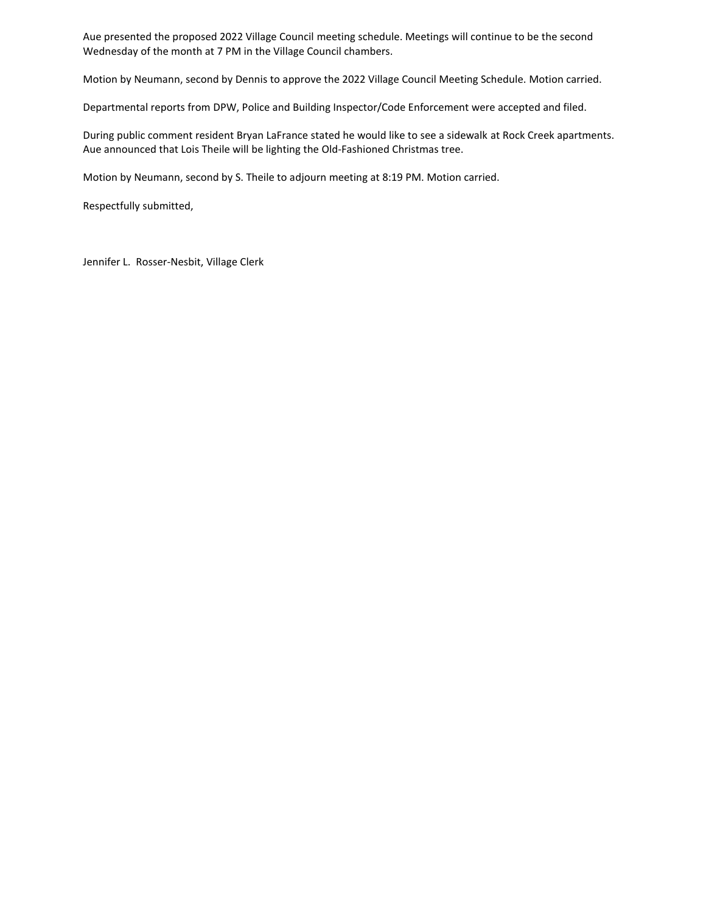Aue presented the proposed 2022 Village Council meeting schedule. Meetings will continue to be the second Wednesday of the month at 7 PM in the Village Council chambers.

Motion by Neumann, second by Dennis to approve the 2022 Village Council Meeting Schedule. Motion carried.

Departmental reports from DPW, Police and Building Inspector/Code Enforcement were accepted and filed.

During public comment resident Bryan LaFrance stated he would like to see a sidewalk at Rock Creek apartments. Aue announced that Lois Theile will be lighting the Old-Fashioned Christmas tree.

Motion by Neumann, second by S. Theile to adjourn meeting at 8:19 PM. Motion carried.

Respectfully submitted,

Jennifer L. Rosser-Nesbit, Village Clerk